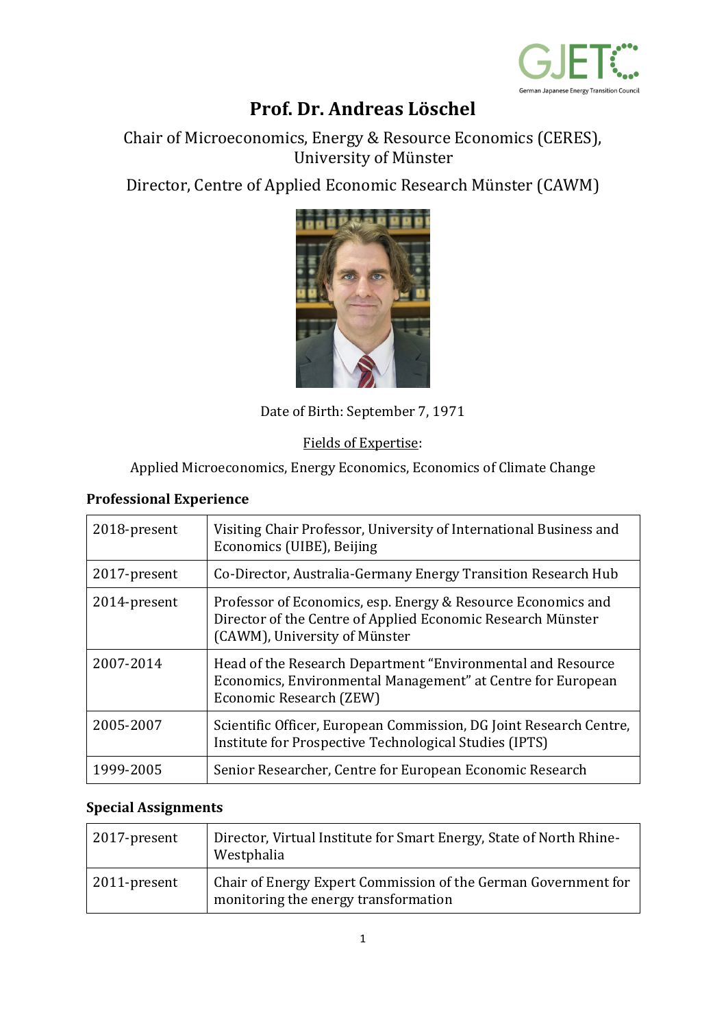# Prof. Dr. Andreas Löschel

Chair of Microeconomics, Energy & Resource Economics (CERES), University of Münster

Director, Centre of Applied Economic Research Münster (CAWM)

Date of Birth: September 7, 1971

Fields of Expertise:

Applied Microeconomics, Energy Economics, Economics of Climate Change

## Professional Experience

| | |
|---|---|
| 2018-present | Visiting Chair Professor, University of International Business and Economics (UIBE), Beijing |
| 2017-present | Co-Director, Australia-Germany Energy Transition Research Hub |
| 2014-present | Professor of Economics, esp. Energy & Resource Economics and Director of the Centre of Applied Economic Research Münster (CAWM), University of Münster |
| 2007-2014 | Head of the Research Department "Environmental and Resource Economics, Environmental Management" at Centre for European Economic Research (ZEW) |
| 2005-2007 | Scientific Officer, European Commission, DG Joint Research Centre, Institute for Prospective Technological Studies (IPTS) |
| 1999-2005 | Senior Researcher, Centre for European Economic Research |

## Special Assignments

| | |
|---|---|
| 2017-present | Director, Virtual Institute for Smart Energy, State of North Rhine-Westphalia |
| 2011-present | Chair of Energy Expert Commission of the German Government for monitoring the energy transformation |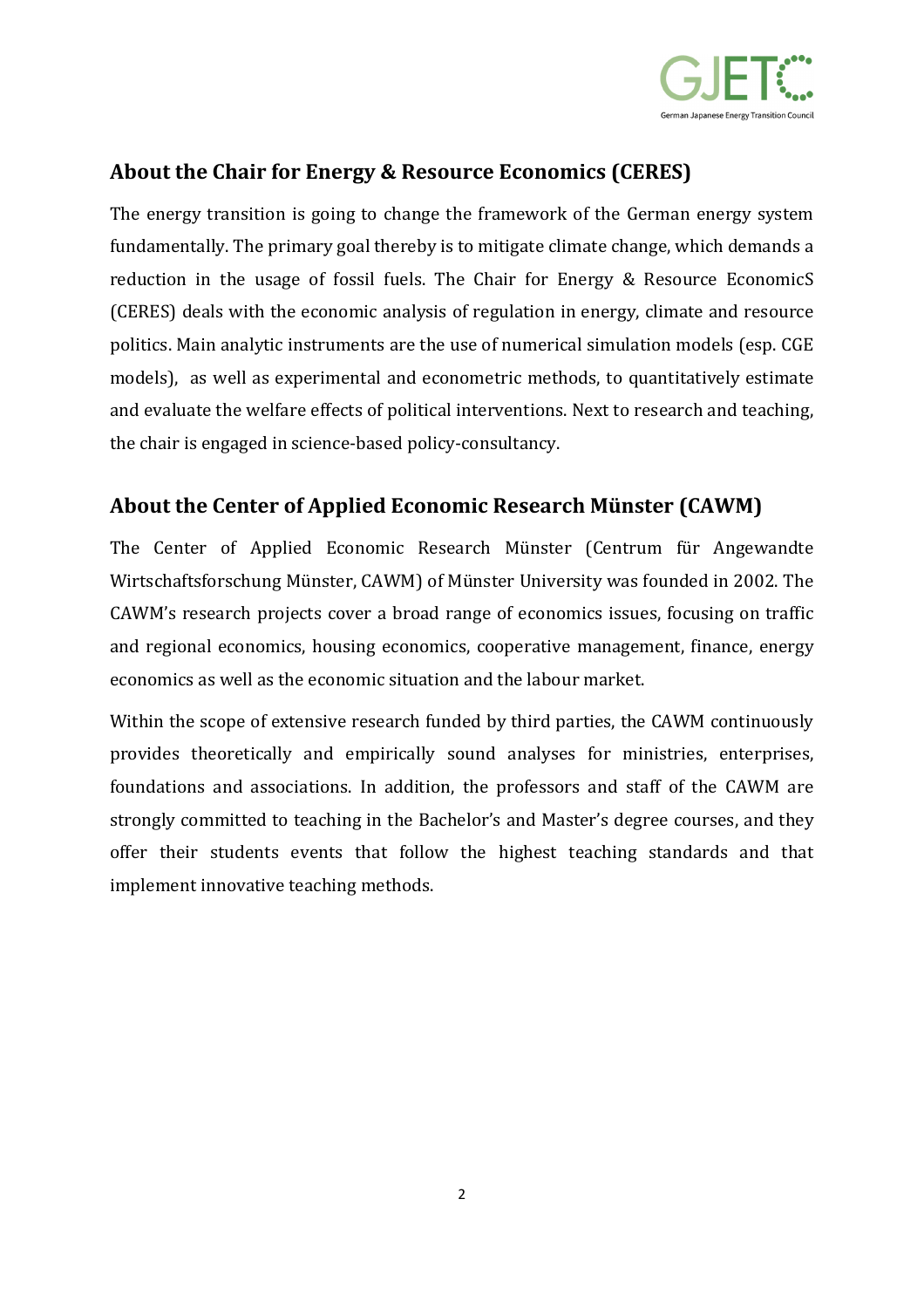## About the Chair for Energy & Resource Economics (CERES)

The energy transition is going to change the framework of the German energy system fundamentally. The primary goal thereby is to mitigate climate change, which demands a reduction in the usage of fossil fuels. The Chair for Energy & Resource EconomicS (CERES) deals with the economic analysis of regulation in energy, climate and resource politics. Main analytic instruments are the use of numerical simulation models (esp. CGE models), as well as experimental and econometric methods, to quantitatively estimate and evaluate the welfare effects of political interventions. Next to research and teaching, the chair is engaged in science-based policy-consultancy.

## About the Center of Applied Economic Research Münster (CAWM)

The Center of Applied Economic Research Münster (Centrum für Angewandte Wirtschaftsforschung Münster, CAWM) of Münster University was founded in 2002. The CAWM's research projects cover a broad range of economics issues, focusing on traffic and regional economics, housing economics, cooperative management, finance, energy economics as well as the economic situation and the labour market.

Within the scope of extensive research funded by third parties, the CAWM continuously provides theoretically and empirically sound analyses for ministries, enterprises, foundations and associations. In addition, the professors and staff of the CAWM are strongly committed to teaching in the Bachelor's and Master's degree courses, and they offer their students events that follow the highest teaching standards and that implement innovative teaching methods.